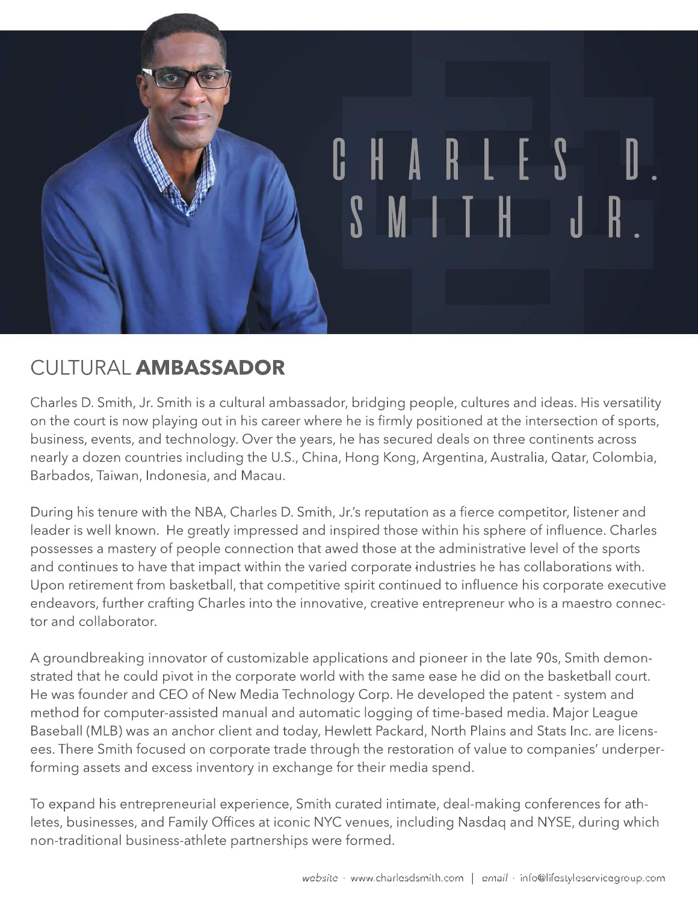# CHARLES D. SMITH JR.

## CULTURAL **AMBASSADOR**

Charles D. Smith, Jr. Smith is a cultural ambassador, bridging people, cultures and ideas. His versatility on the court is now playing out in his career where he is firmly positioned at the intersection of sports, business, events, and technology. Over the years, he has secured deals on three continents across nearly a dozen countries including the U.S., China, Hong Kong, Argentina, Australia, Qatar, Colombia, Barbados, Taiwan, Indonesia, and Macau.

During his tenure with the NBA, Charles D. Smith, Jr.'s reputation as a fierce competitor, listener and leader is well known. He greatly impressed and inspired those within his sphere of influence. Charles possesses a mastery of people connection that awed those at the administrative level of the sports and continues to have that impact within the varied corporate industries he has collaborations with. Upon retirement from basketball, that competitive spirit continued to influence his corporate executive endeavors, further crafting Charles into the innovative, creative entrepreneur who is a maestro connector and collaborator.

A groundbreaking innovator of customizable applications and pioneer in the late 90s, Smith demonstrated that he could pivot in the corporate world with the same ease he did on the basketball court. He was founder and CEO of New Media Technology Corp. He developed the patent - system and method for computer-assisted manual and automatic logging of time-based media. Major League Baseball (MLB) was an anchor client and today, Hewlett Packard, North Plains and Stats Inc. are licensees. There Smith focused on corporate trade through the restoration of value to companies' underperforming assets and excess inventory in exchange for their media spend.

To expand his entrepreneurial experience, Smith curated intimate, deal-making conferences for athletes, businesses, and Family Offices at iconic NYC venues, including Nasdaq and NYSE, during which non-traditional business-athlete partnerships were formed.

*website* · www.charlesdsmith.com | *email* · info@lifestyleservicegroup.com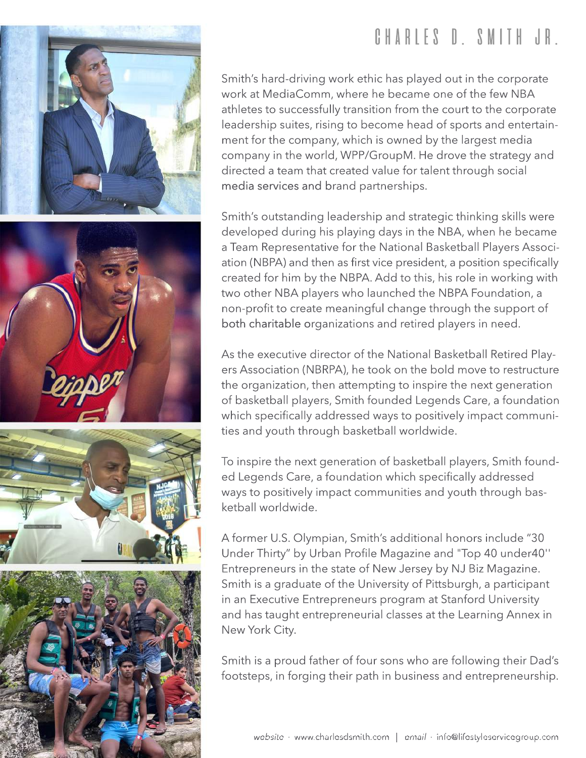# CHARLES D. SMITH JR.

Smith's hard-driving work ethic has played out in the corporate work at MediaComm, where he became one of the few NBA athletes to successfully transition from the court to the corporate leadership suites, rising to become head of sports and entertainment for the company, which is owned by the largest media company in the world, WPP/GroupM. He drove the strategy and directed a team that created value for talent through social media services and brand partnerships.

Smith's outstanding leadership and strategic thinking skills were developed during his playing days in the NBA, when he became a Team Representative for the National Basketball Players Association (NBPA) and then as first vice president, a position specifically created for him by the NBPA. Add to this, his role in working with two other NBA players who launched the NBPA Foundation, a non-profit to create meaningful change through the support of both charitable organizations and retired players in need.

As the executive director of the National Basketball Retired Players Association (NBRPA), he took on the bold move to restructure the organization, then attempting to inspire the next generation of basketball players, Smith founded Legends Care, a foundation which specifically addressed ways to positively impact communities and youth through basketball worldwide.

To inspire the next generation of basketball players, Smith founded Legends Care, a foundation which specifically addressed ways to positively impact communities and youth through basketball worldwide.

A former U.S. Olympian, Smith's additional honors include "30 Under Thirty" by Urban Profile Magazine and "Top 40 under40" Entrepreneurs in the state of New Jersey by NJ Biz Magazine. Smith is a graduate of the University of Pittsburgh, a participant in an Executive Entrepreneurs program at Stanford University and has taught entrepreneurial classes at the Learning Annex in New York City.

Smith is a proud father of four sons who are following their Dad's footsteps, in forging their path in business and entrepreneurship.

website · www.charlesdsmith.com | email · info@lifestyleservicegroup.com